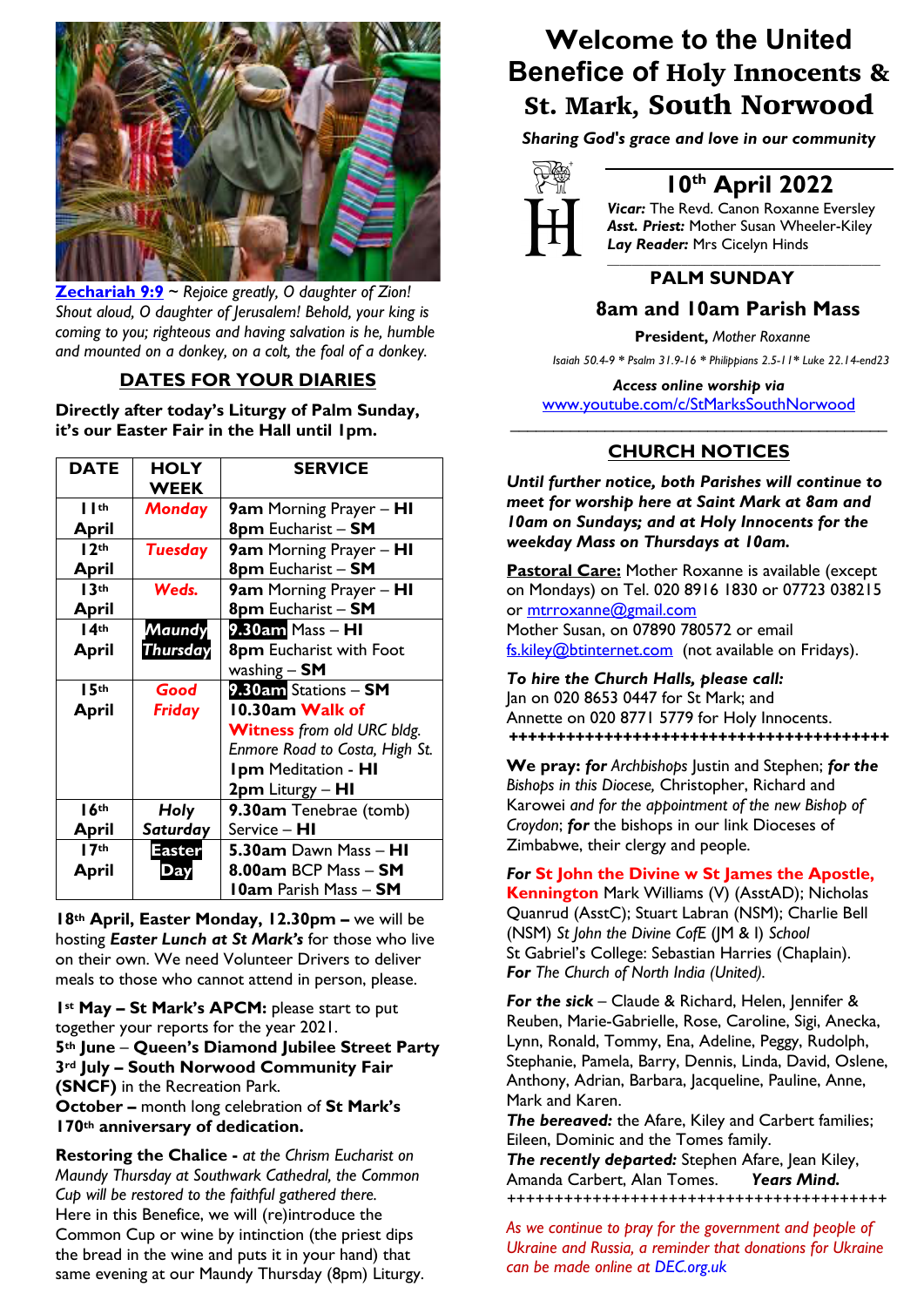[Zechariah 9:9](#) ~ *Rejoice greatly, O daughter of Zion! Shout aloud, O daughter of Jerusalem! Behold, your king is coming to you; righteous and having salvation is he, humble and mounted on a donkey, on a colt, the foal of a donkey.*

## DATES FOR YOUR DIARIES

**Directly after today's Liturgy of Palm Sunday, it's our Easter Fair in the Hall until 1pm.**

| DATE | HOLY WEEK | SERVICE |
|---|---|---|
| 11th April | *Monday* | **9am** Morning Prayer – **HI**<br>**8pm** Eucharist – **SM** |
| 12th April | *Tuesday* | **9am** Morning Prayer – **HI**<br>**8pm** Eucharist – **SM** |
| 13th April | *Weds.* | **9am** Morning Prayer – **HI**<br>**8pm** Eucharist – **SM** |
| 14th April | *Maundy Thursday* | **9.30am** Mass – **HI**<br>**8pm** Eucharist with Foot washing – **SM** |
| 15th April | *Good Friday* | **9.30am** Stations – **SM**<br>**10.30am Walk of Witness** *from old URC bldg. Enmore Road to Costa, High St.*<br>**1pm** Meditation - **HI**<br>**2pm** Liturgy – **HI** |
| 16th April | *Holy Saturday* | **9.30am** Tenebrae (tomb) Service – **HI** |
| 17th April | **Easter Day** | **5.30am** Dawn Mass – **HI**<br>**8.00am** BCP Mass – **SM**<br>**10am** Parish Mass – **SM** |

**18th April, Easter Monday, 12.30pm –** we will be hosting ***Easter Lunch at St Mark's*** for those who live on their own. We need Volunteer Drivers to deliver meals to those who cannot attend in person, please.

**1st May – St Mark's APCM:** please start to put together your reports for the year 2021.
**5th June** – **Queen's Diamond Jubilee Street Party**
**3rd July – South Norwood Community Fair (SNCF)** in the Recreation Park.
**October –** month long celebration of **St Mark's 170th anniversary of dedication.**

**Restoring the Chalice -** *at the Chrism Eucharist on Maundy Thursday at Southwark Cathedral, the Common Cup will be restored to the faithful gathered there.*
Here in this Benefice, we will (re)introduce the Common Cup or wine by intinction (the priest dips the bread in the wine and puts it in your hand) that same evening at our Maundy Thursday (8pm) Liturgy.

# Welcome to the United Benefice of Holy Innocents & St. Mark, South Norwood

***Sharing God's grace and love in our community***

## 10th April 2022

***Vicar:*** The Revd. Canon Roxanne Eversley
***Asst. Priest:*** Mother Susan Wheeler-Kiley
***Lay Reader:*** Mrs Cicelyn Hinds

### PALM SUNDAY

### 8am and 10am Parish Mass

**President,** *Mother Roxanne*

*Isaiah 50.4-9 * Psalm 31.9-16 * Philippians 2.5-11* Luke 22.14-end23*

***Access online worship via***
[www.youtube.com/c/StMarksSouthNorwood](http://www.youtube.com/c/StMarksSouthNorwood)

## CHURCH NOTICES

***Until further notice, both Parishes will continue to meet for worship here at Saint Mark at 8am and 10am on Sundays; and at Holy Innocents for the weekday Mass on Thursdays at 10am.***

**Pastoral Care:** Mother Roxanne is available (except on Mondays) on Tel. 020 8916 1830 or 07723 038215 or mtrroxanne@gmail.com
Mother Susan, on 07890 780572 or email fs.kiley@btinternet.com (not available on Fridays).

***To hire the Church Halls, please call:***
Jan on 020 8653 0447 for St Mark; and
Annette on 020 8771 5779 for Holy Innocents.

++++++++++++++++++++++++++++++++++++++++++

**We pray:** ***for*** *Archbishops* Justin and Stephen; ***for the*** *Bishops in this Diocese,* Christopher, Richard and Karowei *and for the appointment of the new Bishop of Croydon*; ***for*** the bishops in our link Dioceses of Zimbabwe, their clergy and people.

***For* St John the Divine w St James the Apostle, Kennington** Mark Williams (V) (AsstAD); Nicholas Quanrud (AsstC); Stuart Labran (NSM); Charlie Bell (NSM) *St John the Divine CofE* (JM & I) *School*
St Gabriel's College: Sebastian Harries (Chaplain).
***For*** *The Church of North India (United).*

***For the sick*** – Claude & Richard, Helen, Jennifer & Reuben, Marie-Gabrielle, Rose, Caroline, Sigi, Anecka, Lynn, Ronald, Tommy, Ena, Adeline, Peggy, Rudolph, Stephanie, Pamela, Barry, Dennis, Linda, David, Oslene, Anthony, Adrian, Barbara, Jacqueline, Pauline, Anne, Mark and Karen.
***The bereaved:*** the Afare, Kiley and Carbert families; Eileen, Dominic and the Tomes family.
***The recently departed:*** Stephen Afare, Jean Kiley, Amanda Carbert, Alan Tomes. ***Years Mind.***

++++++++++++++++++++++++++++++++++++++++++

*As we continue to pray for the government and people of Ukraine and Russia, a reminder that donations for Ukraine can be made online at DEC.org.uk*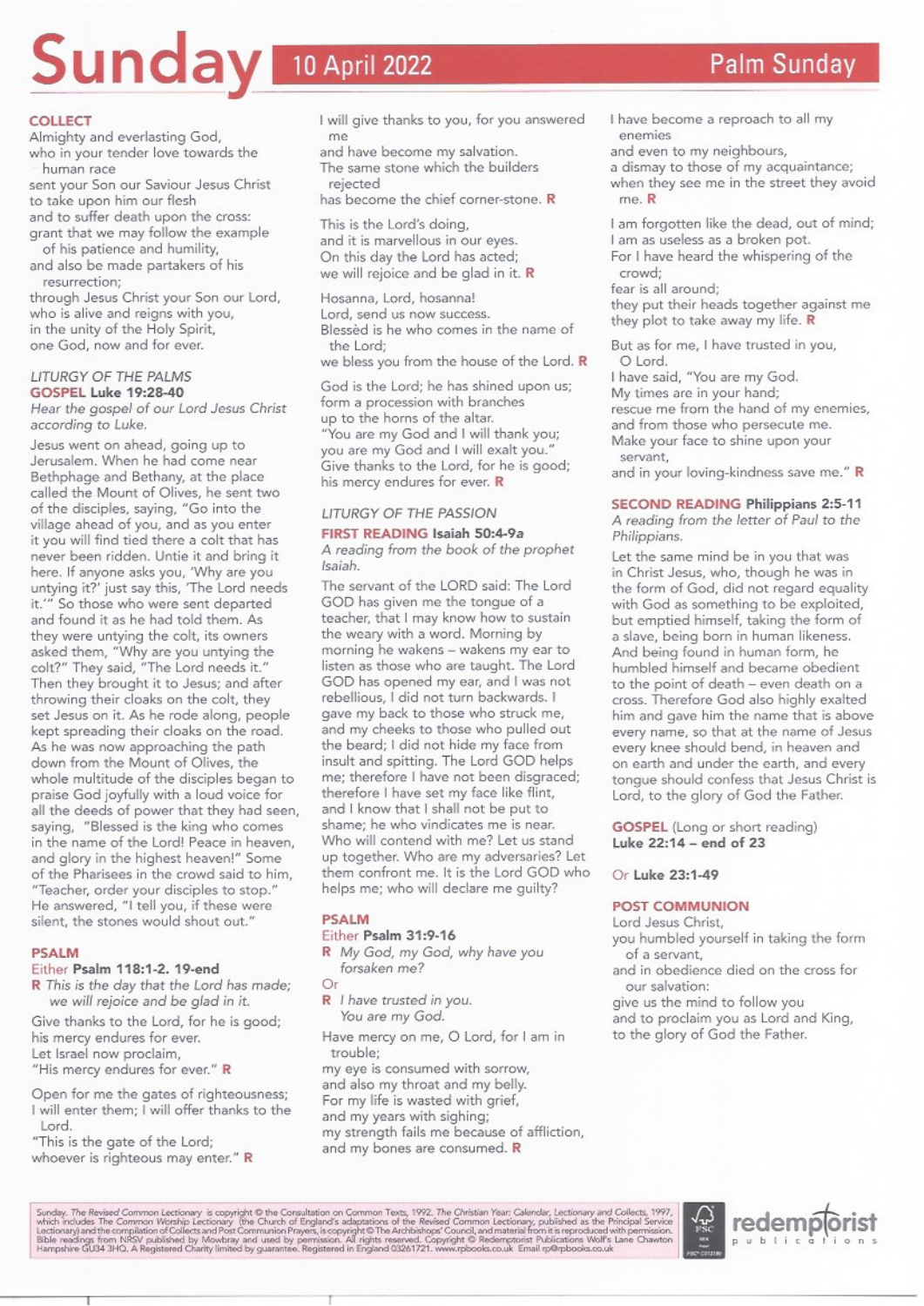# Sunday 10 April 2022 Palm Sunday

## COLLECT

Almighty and everlasting God,
who in your tender love towards the human race
sent your Son our Saviour Jesus Christ
to take upon him our flesh
and to suffer death upon the cross:
grant that we may follow the example of his patience and humility,
and also be made partakers of his resurrection;
through Jesus Christ your Son our Lord,
who is alive and reigns with you,
in the unity of the Holy Spirit,
one God, now and for ever.

## *LITURGY OF THE PALMS*

### GOSPEL Luke 19:28-40

*Hear the gospel of our Lord Jesus Christ according to Luke.*

Jesus went on ahead, going up to Jerusalem. When he had come near Bethphage and Bethany, at the place called the Mount of Olives, he sent two of the disciples, saying, "Go into the village ahead of you, and as you enter it you will find tied there a colt that has never been ridden. Untie it and bring it here. If anyone asks you, 'Why are you untying it?' just say this, 'The Lord needs it.'" So those who were sent departed and found it as he had told them. As they were untying the colt, its owners asked them, "Why are you untying the colt?" They said, "The Lord needs it." Then they brought it to Jesus; and after throwing their cloaks on the colt, they set Jesus on it. As he rode along, people kept spreading their cloaks on the road. As he was now approaching the path down from the Mount of Olives, the whole multitude of the disciples began to praise God joyfully with a loud voice for all the deeds of power that they had seen, saying, "Blessed is the king who comes in the name of the Lord! Peace in heaven, and glory in the highest heaven!" Some of the Pharisees in the crowd said to him, "Teacher, order your disciples to stop." He answered, "I tell you, if these were silent, the stones would shout out."

### PSALM

Either **Psalm 118:1-2. 19-end**

**R** *This is the day that the Lord has made; we will rejoice and be glad in it.*

Give thanks to the Lord, for he is good;
his mercy endures for ever.
Let Israel now proclaim,
"His mercy endures for ever." **R**

Open for me the gates of righteousness;
I will enter them; I will offer thanks to the Lord.
"This is the gate of the Lord;
whoever is righteous may enter." **R**

I will give thanks to you, for you answered me
and have become my salvation.
The same stone which the builders rejected
has become the chief corner-stone. **R**

This is the Lord's doing,
and it is marvellous in our eyes.
On this day the Lord has acted;
we will rejoice and be glad in it. **R**

Hosanna, Lord, hosanna!
Lord, send us now success.
Blessèd is he who comes in the name of the Lord;
we bless you from the house of the Lord. **R**

God is the Lord; he has shined upon us;
form a procession with branches
up to the horns of the altar.
"You are my God and I will thank you;
you are my God and I will exalt you."
Give thanks to the Lord, for he is good;
his mercy endures for ever. **R**

## *LITURGY OF THE PASSION*

### FIRST READING Isaiah 50:4-9*a*

*A reading from the book of the prophet Isaiah.*

The servant of the LORD said: The Lord GOD has given me the tongue of a teacher, that I may know how to sustain the weary with a word. Morning by morning he wakens – wakens my ear to listen as those who are taught. The Lord GOD has opened my ear, and I was not rebellious, I did not turn backwards. I gave my back to those who struck me, and my cheeks to those who pulled out the beard; I did not hide my face from insult and spitting. The Lord GOD helps me; therefore I have not been disgraced; therefore I have set my face like flint, and I know that I shall not be put to shame; he who vindicates me is near. Who will contend with me? Let us stand up together. Who are my adversaries? Let them confront me. It is the Lord GOD who helps me; who will declare me guilty?

### PSALM

Either **Psalm 31:9-16**

**R** *My God, my God, why have you forsaken me?*

Or

**R** *I have trusted in you. You are my God.*

Have mercy on me, O Lord, for I am in trouble;
my eye is consumed with sorrow,
and also my throat and my belly.
For my life is wasted with grief,
and my years with sighing;
my strength fails me because of affliction,
and my bones are consumed. **R**

I have become a reproach to all my enemies
and even to my neighbours,
a dismay to those of my acquaintance;
when they see me in the street they avoid me. **R**

I am forgotten like the dead, out of mind;
I am as useless as a broken pot.
For I have heard the whispering of the crowd;
fear is all around;
they put their heads together against me
they plot to take away my life. **R**

But as for me, I have trusted in you, O Lord.
I have said, "You are my God.
My times are in your hand;
rescue me from the hand of my enemies,
and from those who persecute me.
Make your face to shine upon your servant,
and in your loving-kindness save me." **R**

### SECOND READING Philippians 2:5-11

*A reading from the letter of Paul to the Philippians.*

Let the same mind be in you that was in Christ Jesus, who, though he was in the form of God, did not regard equality with God as something to be exploited, but emptied himself, taking the form of a slave, being born in human likeness. And being found in human form, he humbled himself and became obedient to the point of death – even death on a cross. Therefore God also highly exalted him and gave him the name that is above every name, so that at the name of Jesus every knee should bend, in heaven and on earth and under the earth, and every tongue should confess that Jesus Christ is Lord, to the glory of God the Father.

### GOSPEL (Long or short reading)

**Luke 22:14 – end of 23**

Or **Luke 23:1-49**

## POST COMMUNION

Lord Jesus Christ,
you humbled yourself in taking the form of a servant,
and in obedience died on the cross for our salvation:
give us the mind to follow you
and to proclaim you as Lord and King,
to the glory of God the Father.

---

Sunday. *The Revised Common Lectionary* is copyright © the Consultation on Common Texts, 1992. *The Christian Year: Calendar, Lectionary and Collects*, 1997, which includes *The Common Worship Lectionary* (the Church of England's adaptations of the *Revised Common Lectionary*, published as the Principal Service Lectionary) and the compilation of Collects and Post Communion Prayers, is copyright © The Archbishops' Council, and material from it is reproduced with permission. Bible readings from NRSV published by Mowbray and used by permission. All rights reserved. Copyright © Redemptorist Publications Wolf's Lane Chawton Hampshire GU34 3HQ. A Registered Charity limited by guarantee. Registered in England 03261721. www.rpbooks.co.uk Email rp@rpbooks.co.uk

redemptorist publications